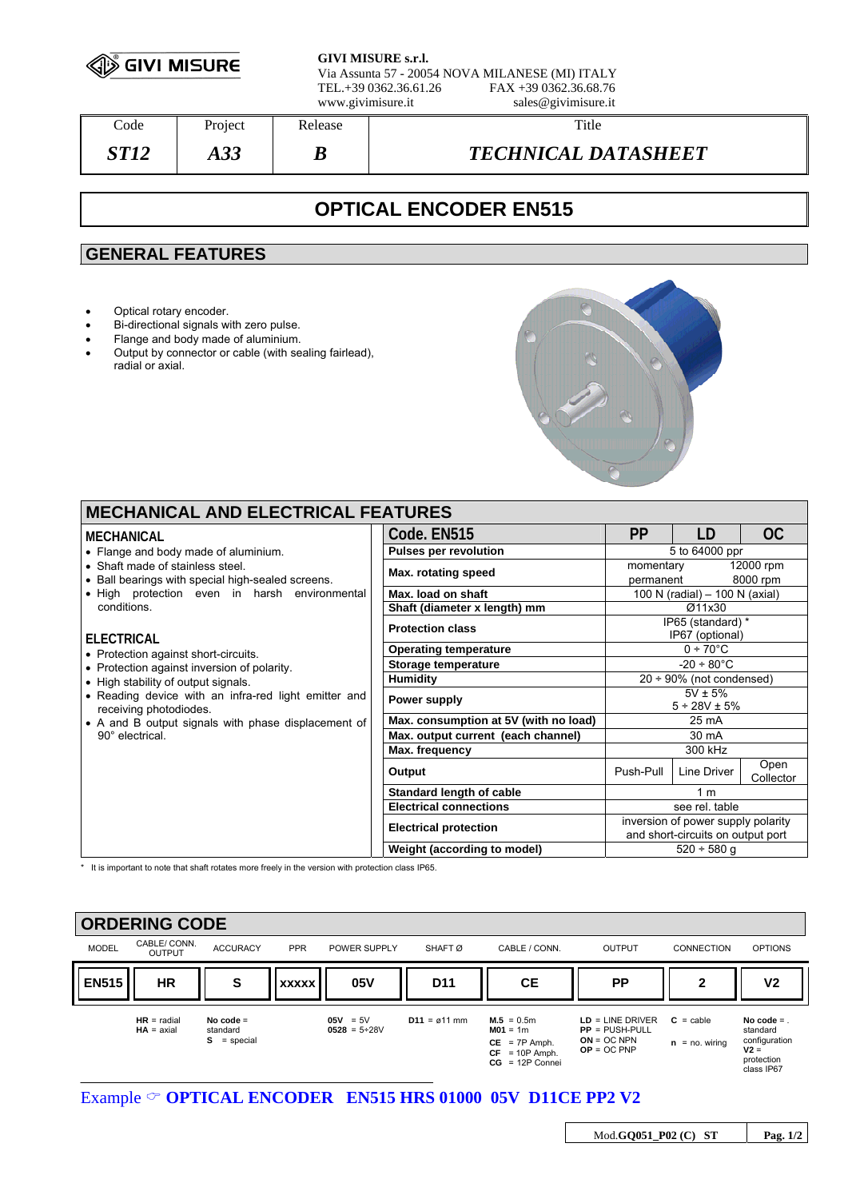**GIVI MISURE s.r.l.**
Via Assunta 57 - 20054 NOVA MILANESE (MI) ITALY
TEL.+39 0362.36.61.26 FAX +39 0362.36.68.76
www.givimisure.it sales@givimisure.it

| Code | Project | Release | Title |
|---|---|---|---|
| *ST12* | *A33* | *B* | *TECHNICAL DATASHEET* |

# OPTICAL ENCODER EN515

## GENERAL FEATURES

- Optical rotary encoder.
- Bi-directional signals with zero pulse.
- Flange and body made of aluminium.
- Output by connector or cable (with sealing fairlead), radial or axial.

## MECHANICAL AND ELECTRICAL FEATURES

### MECHANICAL

- Flange and body made of aluminium.
- Shaft made of stainless steel.
- Ball bearings with special high-sealed screens.
- High protection even in harsh environmental conditions.

### ELECTRICAL

- Protection against short-circuits.
- Protection against inversion of polarity.
- High stability of output signals.
- Reading device with an infra-red light emitter and receiving photodiodes.
- A and B output signals with phase displacement of 90° electrical.

| Code. EN515 | PP | LD | OC |
|---|---|---|---|
| **Pulses per revolution** | 5 to 64000 ppr | | |
| **Max. rotating speed** | momentary 12000 rpm<br>permanent 8000 rpm | | |
| **Max. load on shaft** | 100 N (radial) – 100 N (axial) | | |
| **Shaft (diameter x length) mm** | Ø11x30 | | |
| **Protection class** | IP65 (standard) *<br>IP67 (optional) | | |
| **Operating temperature** | 0 ÷ 70°C | | |
| **Storage temperature** | -20 ÷ 80°C | | |
| **Humidity** | 20 ÷ 90% (not condensed) | | |
| **Power supply** | 5V ± 5%<br>5 ÷ 28V ± 5% | | |
| **Max. consumption at 5V (with no load)** | 25 mA | | |
| **Max. output current (each channel)** | 30 mA | | |
| **Max. frequency** | 300 kHz | | |
| **Output** | Push-Pull | Line Driver | Open Collector |
| **Standard length of cable** | 1 m | | |
| **Electrical connections** | see rel. table | | |
| **Electrical protection** | inversion of power supply polarity and short-circuits on output port | | |
| **Weight (according to model)** | 520 ÷ 580 g | | |

\* It is important to note that shaft rotates more freely in the version with protection class IP65.

## ORDERING CODE

| MODEL | CABLE/ CONN. OUTPUT | ACCURACY | PPR | POWER SUPPLY | SHAFT Ø | CABLE / CONN. | OUTPUT | CONNECTION | OPTIONS |
|---|---|---|---|---|---|---|---|---|---|
| **EN515** | **HR** | **S** | **XXXXX** | **05V** | **D11** | **CE** | **PP** | **2** | **V2** |
| | **HR** = radial<br>**HA** = axial | **No code** = standard<br>**S** = special | | **05V** = 5V<br>**0528** = 5÷28V | **D11** = ø11 mm | **M.5** = 0.5m<br>**M01** = 1m<br>**CE** = 7P Amph.<br>**CF** = 10P Amph.<br>**CG** = 12P Connei | **LD** = LINE DRIVER<br>**PP** = PUSH-PULL<br>**ON** = OC NPN<br>**OP** = OC PNP | **C** = cable<br>**n** = no. wiring | **No code** = standard configuration<br>**V2** = protection class IP67 |

Example ☞ **OPTICAL ENCODER EN515 HRS 01000 05V D11CE PP2 V2**

Mod.**GQ051_P02 (C) ST**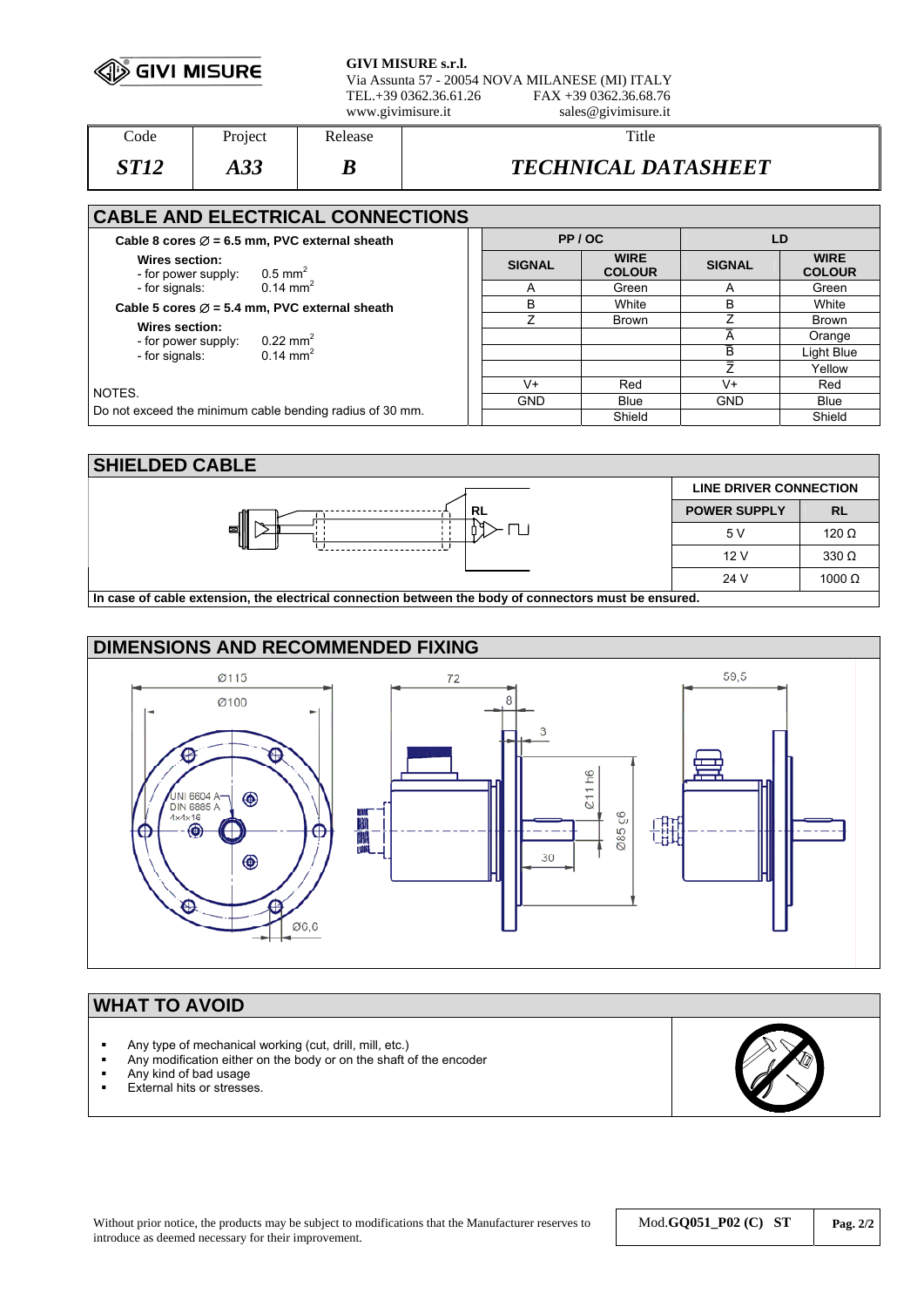**GIVI MISURE s.r.l.**
Via Assunta 57 - 20054 NOVA MILANESE (MI) ITALY
TEL.+39 0362.36.61.26 FAX +39 0362.36.68.76
www.givimisure.it sales@givimisure.it

| Code | Project | Release | Title |
|---|---|---|---|
| *ST12* | *A33* | *B* | *TECHNICAL DATASHEET* |

## CABLE AND ELECTRICAL CONNECTIONS

**Cable 8 cores ∅ = 6.5 mm, PVC external sheath**

**Wires section:**
- for power supply: 0.5 $mm^2$
- for signals: 0.14 $mm^2$

**Cable 5 cores ∅ = 5.4 mm, PVC external sheath**

**Wires section:**
- for power supply: 0.22 $mm^2$
- for signals: 0.14 $mm^2$

NOTES.
Do not exceed the minimum cable bending radius of 30 mm.

| PP / OC | | LD | |
|---|---|---|---|
| **SIGNAL** | **WIRE COLOUR** | **SIGNAL** | **WIRE COLOUR** |
| A | Green | A | Green |
| B | White | B | White |
| Z | Brown | Z | Brown |
| | | $\overline{A}$ | Orange |
| | | $\overline{B}$ | Light Blue |
| | | $\overline{Z}$ | Yellow |
| V+ | Red | V+ | Red |
| GND | Blue | GND | Blue |
| | Shield | | Shield |

## SHIELDED CABLE

RL

| LINE DRIVER CONNECTION | |
|---|---|
| **POWER SUPPLY** | **RL** |
| 5 V | 120 Ω |
| 12 V | 330 Ω |
| 24 V | 1000 Ω |

**In case of cable extension, the electrical connection between the body of connectors must be ensured.**

## DIMENSIONS AND RECOMMENDED FIXING

Ø115
Ø100
UNI 6604 A
DIN 6885 A
4x4x16
Ø6,6
72
8
3
Ø11 h6
Ø85 g6
30
59,5

## WHAT TO AVOID

- Any type of mechanical working (cut, drill, mill, etc.)
- Any modification either on the body or on the shaft of the encoder
- Any kind of bad usage
- External hits or stresses.

Without prior notice, the products may be subject to modifications that the Manufacturer reserves to introduce as deemed necessary for their improvement.

Mod.**GQ051_P02 (C) ST**